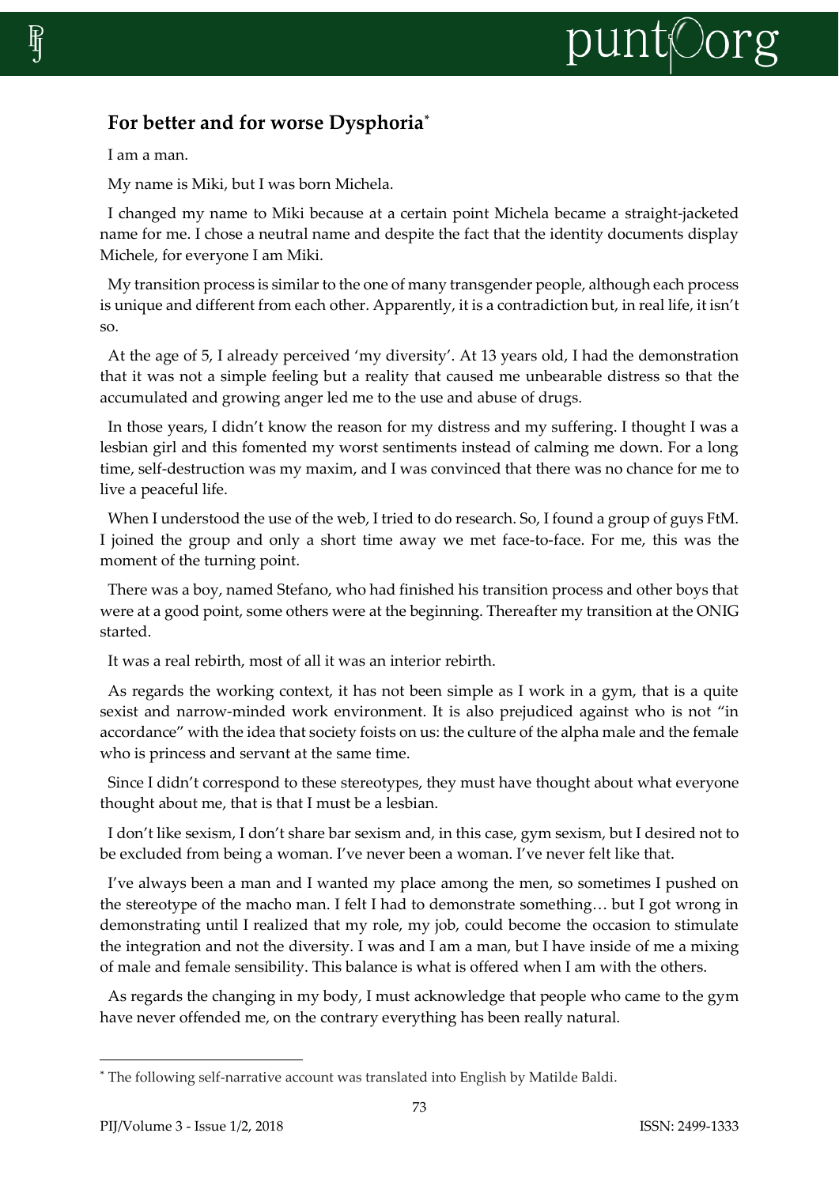## For better and for worse Dysphoria*

I am a man.

My name is Miki, but I was born Michela.

I changed my name to Miki because at a certain point Michela became a straight-jacketed name for me. I chose a neutral name and despite the fact that the identity documents display Michele, for everyone I am Miki.

My transition process is similar to the one of many transgender people, although each process is unique and different from each other. Apparently, it is a contradiction but, in real life, it isn't so.

At the age of 5, I already perceived 'my diversity'. At 13 years old, I had the demonstration that it was not a simple feeling but a reality that caused me unbearable distress so that the accumulated and growing anger led me to the use and abuse of drugs.

In those years, I didn't know the reason for my distress and my suffering. I thought I was a lesbian girl and this fomented my worst sentiments instead of calming me down. For a long time, self-destruction was my maxim, and I was convinced that there was no chance for me to live a peaceful life.

When I understood the use of the web, I tried to do research. So, I found a group of guys FtM. I joined the group and only a short time away we met face-to-face. For me, this was the moment of the turning point.

There was a boy, named Stefano, who had finished his transition process and other boys that were at a good point, some others were at the beginning. Thereafter my transition at the ONIG started.

It was a real rebirth, most of all it was an interior rebirth.

As regards the working context, it has not been simple as I work in a gym, that is a quite sexist and narrow-minded work environment. It is also prejudiced against who is not "in accordance" with the idea that society foists on us: the culture of the alpha male and the female who is princess and servant at the same time.

Since I didn't correspond to these stereotypes, they must have thought about what everyone thought about me, that is that I must be a lesbian.

I don't like sexism, I don't share bar sexism and, in this case, gym sexism, but I desired not to be excluded from being a woman. I've never been a woman. I've never felt like that.

I've always been a man and I wanted my place among the men, so sometimes I pushed on the stereotype of the macho man. I felt I had to demonstrate something… but I got wrong in demonstrating until I realized that my role, my job, could become the occasion to stimulate the integration and not the diversity. I was and I am a man, but I have inside of me a mixing of male and female sensibility. This balance is what is offered when I am with the others.

As regards the changing in my body, I must acknowledge that people who came to the gym have never offended me, on the contrary everything has been really natural.

---

* The following self-narrative account was translated into English by Matilde Baldi.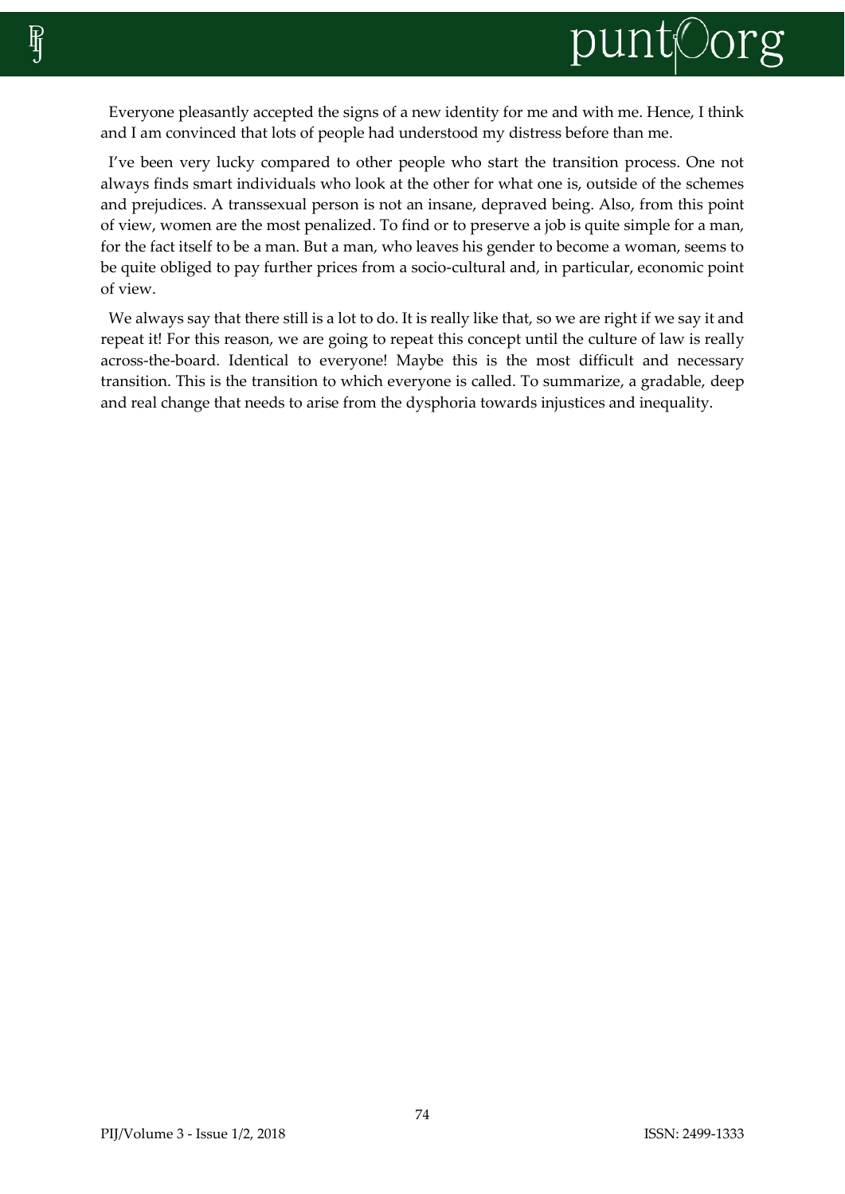Everyone pleasantly accepted the signs of a new identity for me and with me. Hence, I think and I am convinced that lots of people had understood my distress before than me.

I've been very lucky compared to other people who start the transition process. One not always finds smart individuals who look at the other for what one is, outside of the schemes and prejudices. A transsexual person is not an insane, depraved being. Also, from this point of view, women are the most penalized. To find or to preserve a job is quite simple for a man, for the fact itself to be a man. But a man, who leaves his gender to become a woman, seems to be quite obliged to pay further prices from a socio-cultural and, in particular, economic point of view.

We always say that there still is a lot to do. It is really like that, so we are right if we say it and repeat it! For this reason, we are going to repeat this concept until the culture of law is really across-the-board. Identical to everyone! Maybe this is the most difficult and necessary transition. This is the transition to which everyone is called. To summarize, a gradable, deep and real change that needs to arise from the dysphoria towards injustices and inequality.